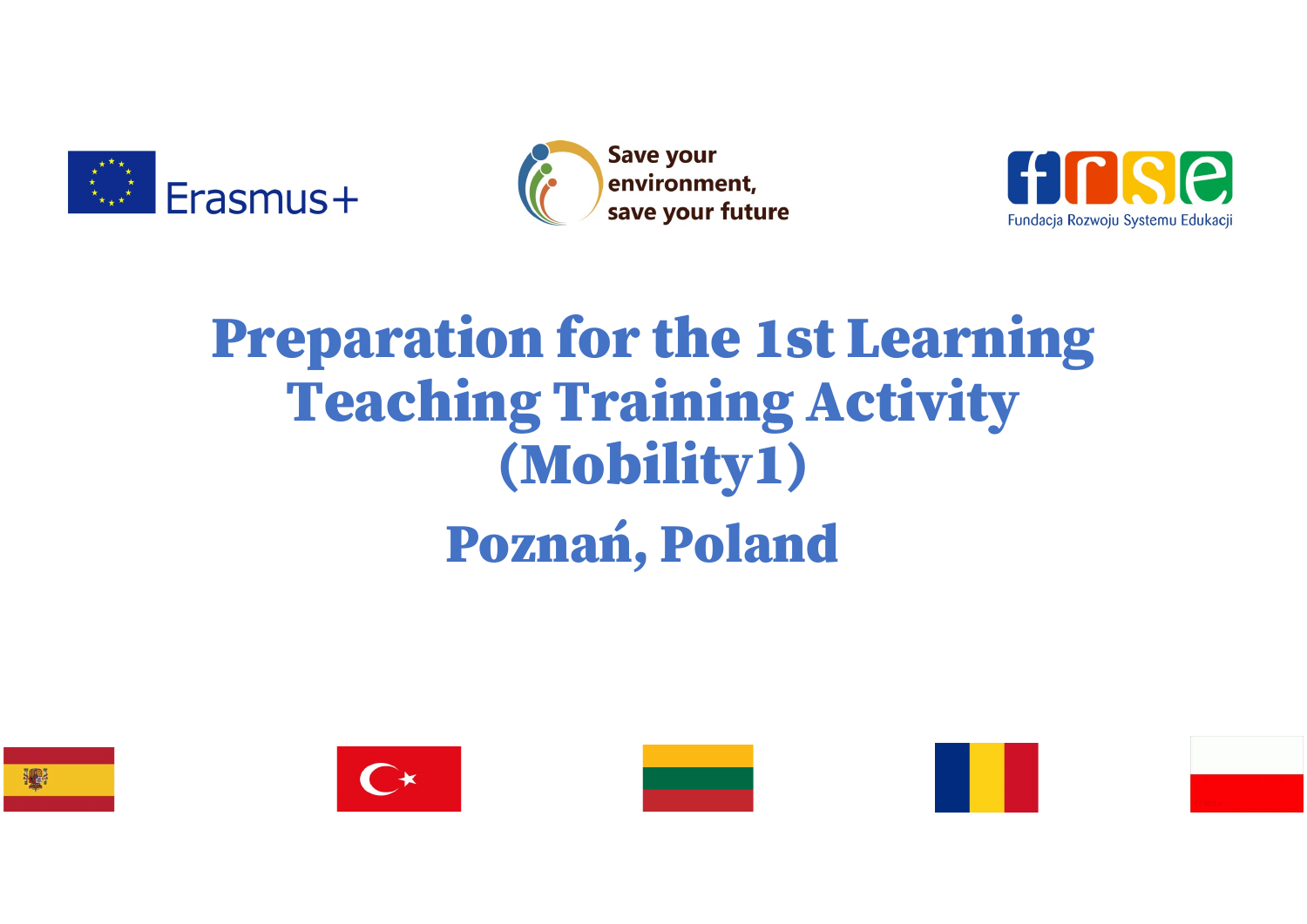Erasmus+

Save your environment, save your future

Fundacja Rozwoju Systemu Edukacji

# Preparation for the 1st Learning Teaching Training Activity (Mobility1)

## Poznań, Poland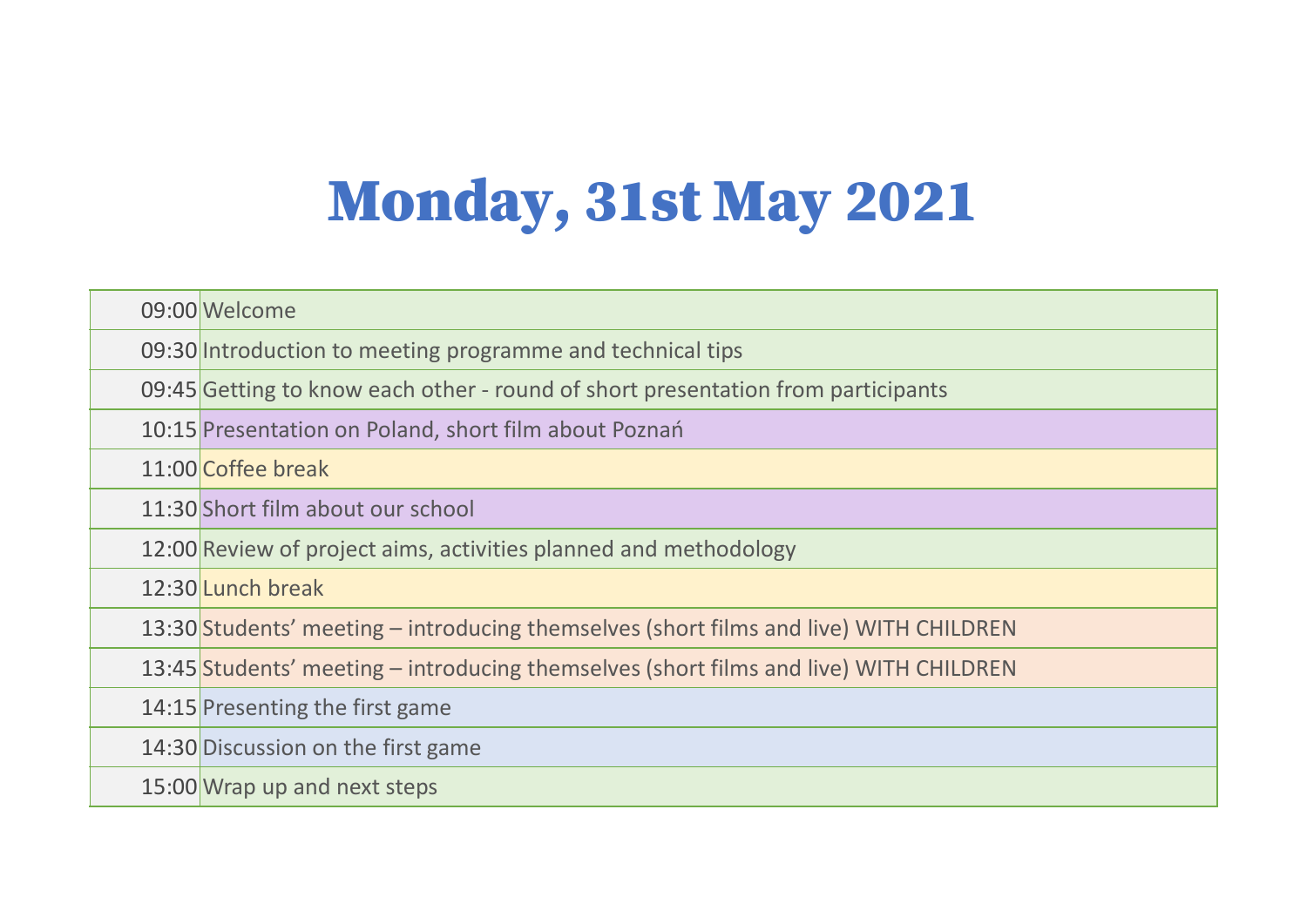# Monday, 31st May 2021

| | |
|---|---|
| 09:00 | Welcome |
| 09:30 | Introduction to meeting programme and technical tips |
| 09:45 | Getting to know each other - round of short presentation from participants |
| 10:15 | Presentation on Poland, short film about Poznań |
| 11:00 | Coffee break |
| 11:30 | Short film about our school |
| 12:00 | Review of project aims, activities planned and methodology |
| 12:30 | Lunch break |
| 13:30 | Students' meeting – introducing themselves (short films and live) WITH CHILDREN |
| 13:45 | Students' meeting – introducing themselves (short films and live) WITH CHILDREN |
| 14:15 | Presenting the first game |
| 14:30 | Discussion on the first game |
| 15:00 | Wrap up and next steps |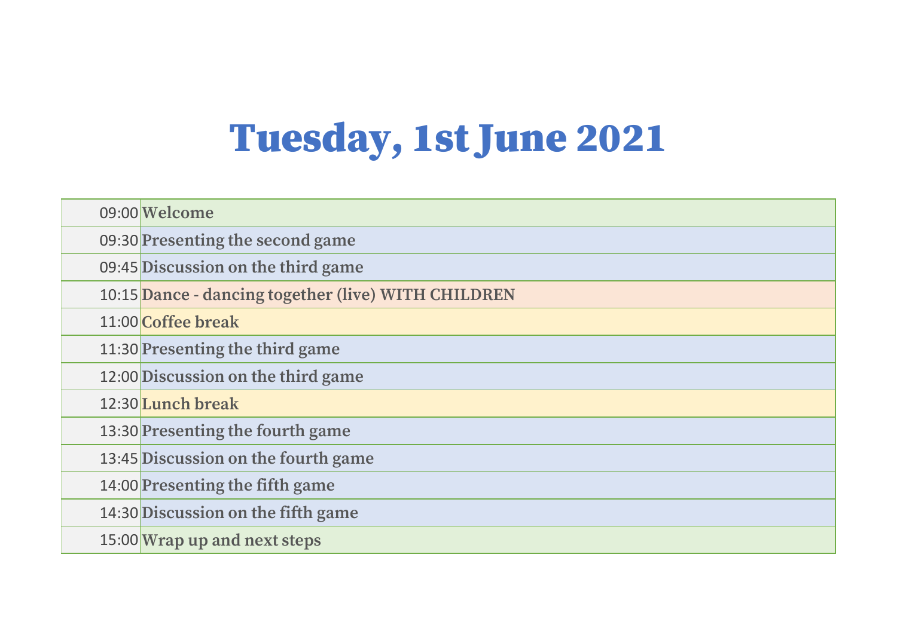# Tuesday, 1st June 2021

| | |
|---|---|
| 09:00 | **Welcome** |
| 09:30 | **Presenting the second game** |
| 09:45 | **Discussion on the third game** |
| 10:15 | **Dance - dancing together (live) WITH CHILDREN** |
| 11:00 | **Coffee break** |
| 11:30 | **Presenting the third game** |
| 12:00 | **Discussion on the third game** |
| 12:30 | **Lunch break** |
| 13:30 | **Presenting the fourth game** |
| 13:45 | **Discussion on the fourth game** |
| 14:00 | **Presenting the fifth game** |
| 14:30 | **Discussion on the fifth game** |
| 15:00 | **Wrap up and next steps** |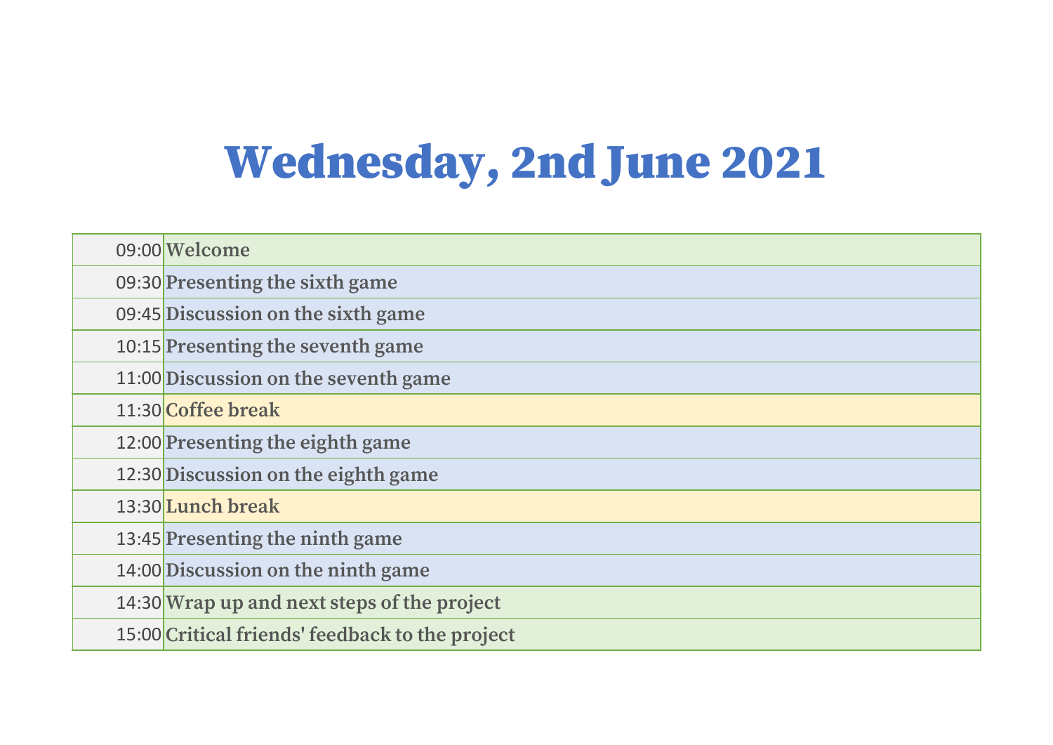# Wednesday, 2nd June 2021

| | |
|---|---|
| 09:00 | **Welcome** |
| 09:30 | **Presenting the sixth game** |
| 09:45 | **Discussion on the sixth game** |
| 10:15 | **Presenting the seventh game** |
| 11:00 | **Discussion on the seventh game** |
| 11:30 | **Coffee break** |
| 12:00 | **Presenting the eighth game** |
| 12:30 | **Discussion on the eighth game** |
| 13:30 | **Lunch break** |
| 13:45 | **Presenting the ninth game** |
| 14:00 | **Discussion on the ninth game** |
| 14:30 | **Wrap up and next steps of the project** |
| 15:00 | **Critical friends' feedback to the project** |